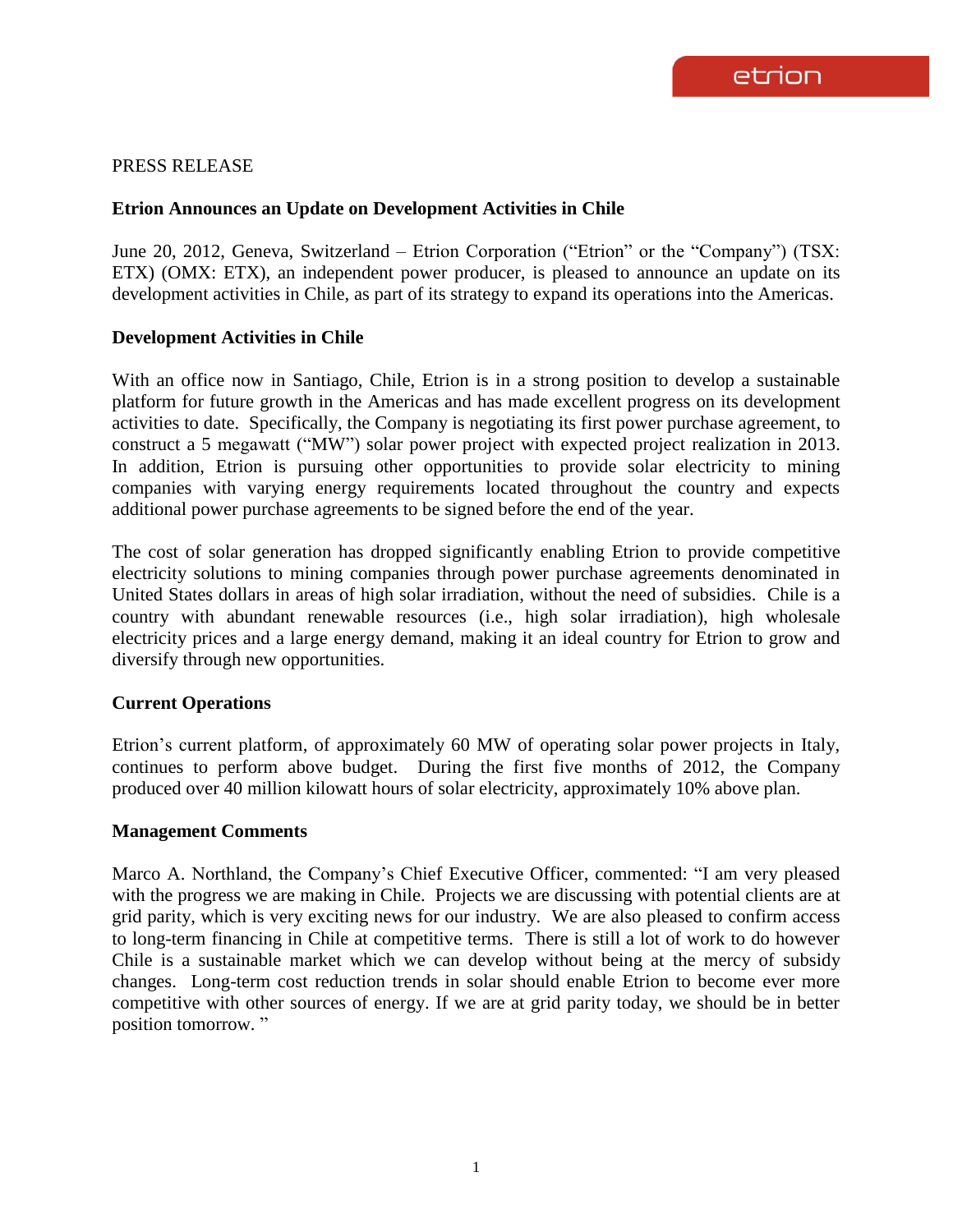PRESS RELEASE

## Etrion Announces an Update on Development Activities in Chile

June 20, 2012, Geneva, Switzerland – Etrion Corporation ("Etrion" or the "Company") (TSX: ETX) (OMX: ETX), an independent power producer, is pleased to announce an update on its development activities in Chile, as part of its strategy to expand its operations into the Americas.

### Development Activities in Chile

With an office now in Santiago, Chile, Etrion is in a strong position to develop a sustainable platform for future growth in the Americas and has made excellent progress on its development activities to date. Specifically, the Company is negotiating its first power purchase agreement, to construct a 5 megawatt ("MW") solar power project with expected project realization in 2013. In addition, Etrion is pursuing other opportunities to provide solar electricity to mining companies with varying energy requirements located throughout the country and expects additional power purchase agreements to be signed before the end of the year.

The cost of solar generation has dropped significantly enabling Etrion to provide competitive electricity solutions to mining companies through power purchase agreements denominated in United States dollars in areas of high solar irradiation, without the need of subsidies. Chile is a country with abundant renewable resources (i.e., high solar irradiation), high wholesale electricity prices and a large energy demand, making it an ideal country for Etrion to grow and diversify through new opportunities.

### Current Operations

Etrion's current platform, of approximately 60 MW of operating solar power projects in Italy, continues to perform above budget. During the first five months of 2012, the Company produced over 40 million kilowatt hours of solar electricity, approximately 10% above plan.

### Management Comments

Marco A. Northland, the Company's Chief Executive Officer, commented: "I am very pleased with the progress we are making in Chile. Projects we are discussing with potential clients are at grid parity, which is very exciting news for our industry. We are also pleased to confirm access to long-term financing in Chile at competitive terms. There is still a lot of work to do however Chile is a sustainable market which we can develop without being at the mercy of subsidy changes. Long-term cost reduction trends in solar should enable Etrion to become ever more competitive with other sources of energy. If we are at grid parity today, we should be in better position tomorrow. "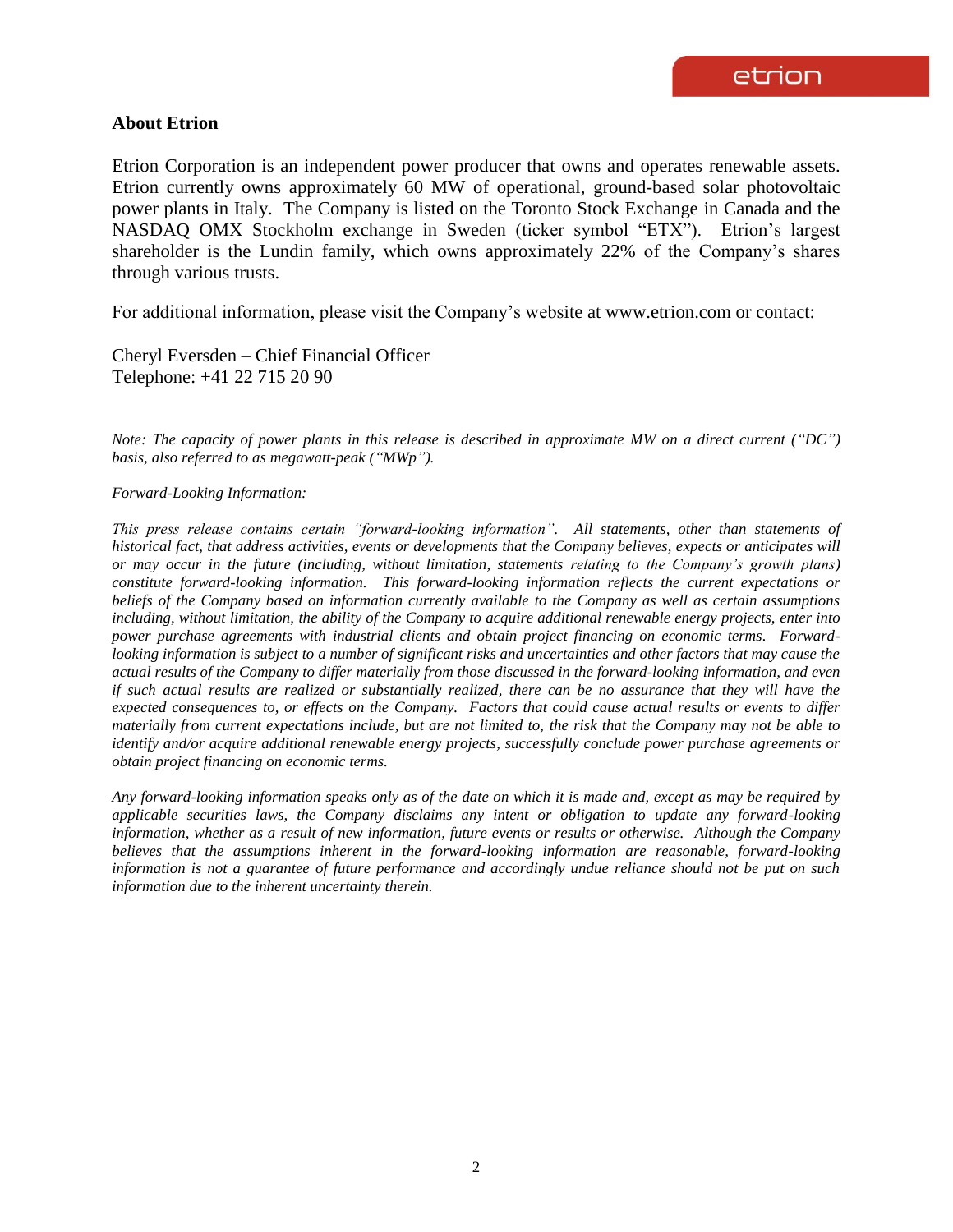## About Etrion

Etrion Corporation is an independent power producer that owns and operates renewable assets. Etrion currently owns approximately 60 MW of operational, ground-based solar photovoltaic power plants in Italy. The Company is listed on the Toronto Stock Exchange in Canada and the NASDAQ OMX Stockholm exchange in Sweden (ticker symbol "ETX"). Etrion's largest shareholder is the Lundin family, which owns approximately 22% of the Company's shares through various trusts.

For additional information, please visit the Company's website at www.etrion.com or contact:

Cheryl Eversden – Chief Financial Officer
Telephone: +41 22 715 20 90

*Note: The capacity of power plants in this release is described in approximate MW on a direct current ("DC") basis, also referred to as megawatt-peak ("MWp").*

*Forward-Looking Information:*

*This press release contains certain "forward-looking information". All statements, other than statements of historical fact, that address activities, events or developments that the Company believes, expects or anticipates will or may occur in the future (including, without limitation, statements relating to the Company's growth plans) constitute forward-looking information. This forward-looking information reflects the current expectations or beliefs of the Company based on information currently available to the Company as well as certain assumptions including, without limitation, the ability of the Company to acquire additional renewable energy projects, enter into power purchase agreements with industrial clients and obtain project financing on economic terms. Forward-looking information is subject to a number of significant risks and uncertainties and other factors that may cause the actual results of the Company to differ materially from those discussed in the forward-looking information, and even if such actual results are realized or substantially realized, there can be no assurance that they will have the expected consequences to, or effects on the Company. Factors that could cause actual results or events to differ materially from current expectations include, but are not limited to, the risk that the Company may not be able to identify and/or acquire additional renewable energy projects, successfully conclude power purchase agreements or obtain project financing on economic terms.*

*Any forward-looking information speaks only as of the date on which it is made and, except as may be required by applicable securities laws, the Company disclaims any intent or obligation to update any forward-looking information, whether as a result of new information, future events or results or otherwise. Although the Company believes that the assumptions inherent in the forward-looking information are reasonable, forward-looking information is not a guarantee of future performance and accordingly undue reliance should not be put on such information due to the inherent uncertainty therein.*